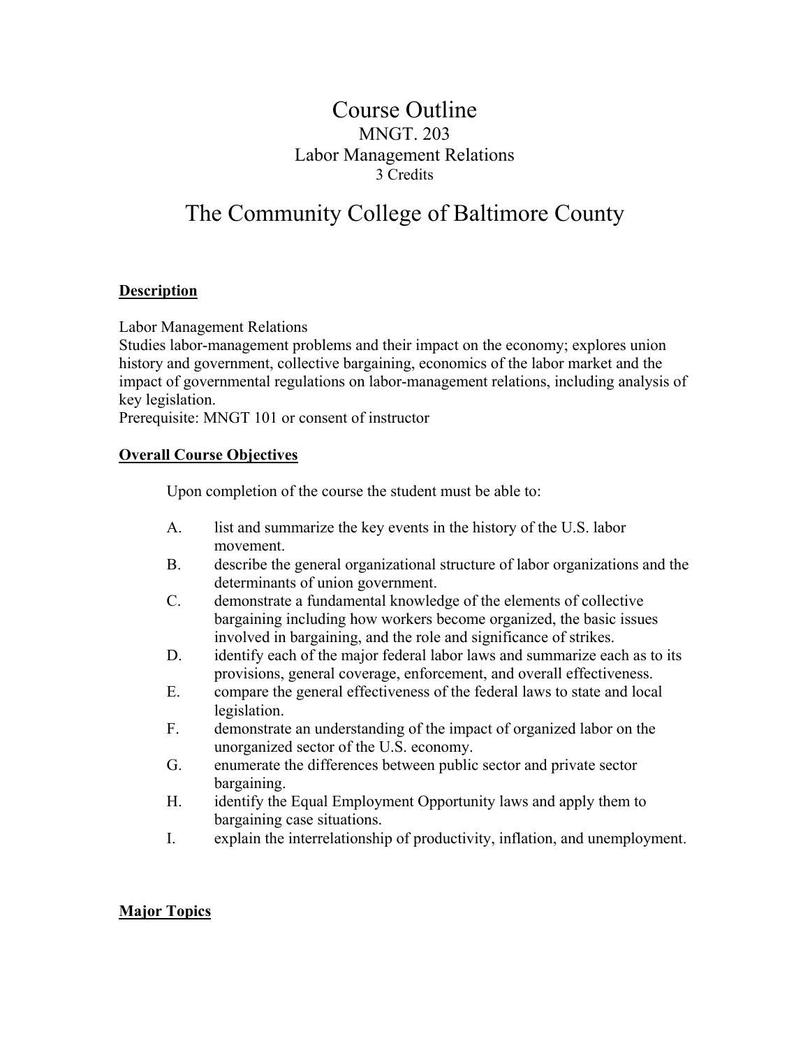# Course Outline

MNGT. 203

Labor Management Relations

3 Credits

# The Community College of Baltimore County

## Description

Labor Management Relations

Studies labor-management problems and their impact on the economy; explores union history and government, collective bargaining, economics of the labor market and the impact of governmental regulations on labor-management relations, including analysis of key legislation.

Prerequisite: MNGT 101 or consent of instructor

## Overall Course Objectives

Upon completion of the course the student must be able to:

A. list and summarize the key events in the history of the U.S. labor movement.

B. describe the general organizational structure of labor organizations and the determinants of union government.

C. demonstrate a fundamental knowledge of the elements of collective bargaining including how workers become organized, the basic issues involved in bargaining, and the role and significance of strikes.

D. identify each of the major federal labor laws and summarize each as to its provisions, general coverage, enforcement, and overall effectiveness.

E. compare the general effectiveness of the federal laws to state and local legislation.

F. demonstrate an understanding of the impact of organized labor on the unorganized sector of the U.S. economy.

G. enumerate the differences between public sector and private sector bargaining.

H. identify the Equal Employment Opportunity laws and apply them to bargaining case situations.

I. explain the interrelationship of productivity, inflation, and unemployment.

## Major Topics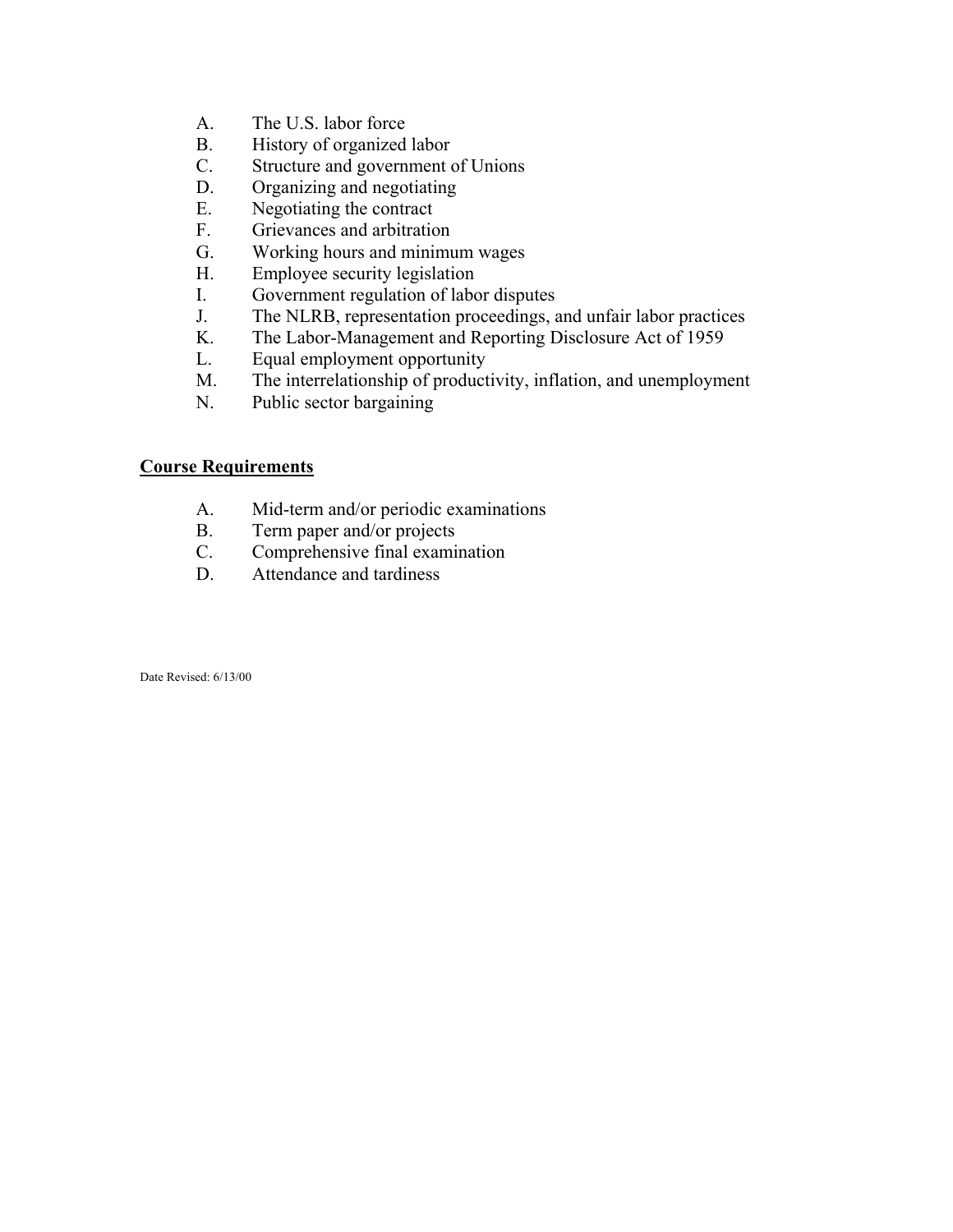A. The U.S. labor force
B. History of organized labor
C. Structure and government of Unions
D. Organizing and negotiating
E. Negotiating the contract
F. Grievances and arbitration
G. Working hours and minimum wages
H. Employee security legislation
I. Government regulation of labor disputes
J. The NLRB, representation proceedings, and unfair labor practices
K. The Labor-Management and Reporting Disclosure Act of 1959
L. Equal employment opportunity
M. The interrelationship of productivity, inflation, and unemployment
N. Public sector bargaining

## Course Requirements

A. Mid-term and/or periodic examinations
B. Term paper and/or projects
C. Comprehensive final examination
D. Attendance and tardiness

Date Revised: 6/13/00